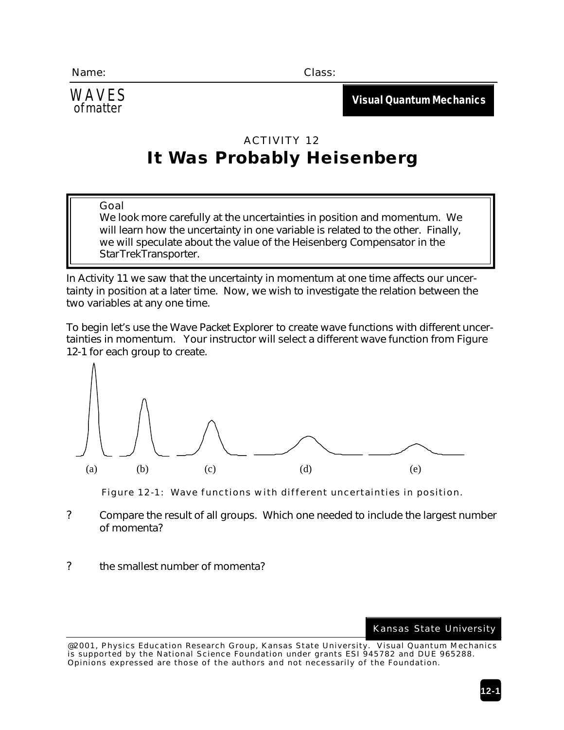Name: Class:

WAVES of matter

**Visual Quantum Mechanics**

# ACTIVITY 12
# It Was Probably Heisenberg

> Goal
> We look more carefully at the uncertainties in position and momentum. We will learn how the uncertainty in one variable is related to the other. Finally, we will speculate about the value of the Heisenberg Compensator in the StarTrekTransporter.

In Activity 11 we saw that the uncertainty in momentum at one time affects our uncertainty in position at a later time. Now, we wish to investigate the relation between the two variables at any one time.

To begin let's use the Wave Packet Explorer to create wave functions with different uncertainties in momentum. Your instructor will select a different wave function from Figure 12-1 for each group to create.

(a) (b) (c) (d) (e)

Figure 12-1: Wave functions with different uncertainties in position.

? Compare the result of all groups. Which one needed to include the largest number of momenta?

? the smallest number of momenta?

Kansas State University

@2001, Physics Education Research Group, Kansas State University. Visual Quantum Mechanics is supported by the National Science Foundation under grants ESI 945782 and DUE 965288. Opinions expressed are those of the authors and not necessarily of the Foundation.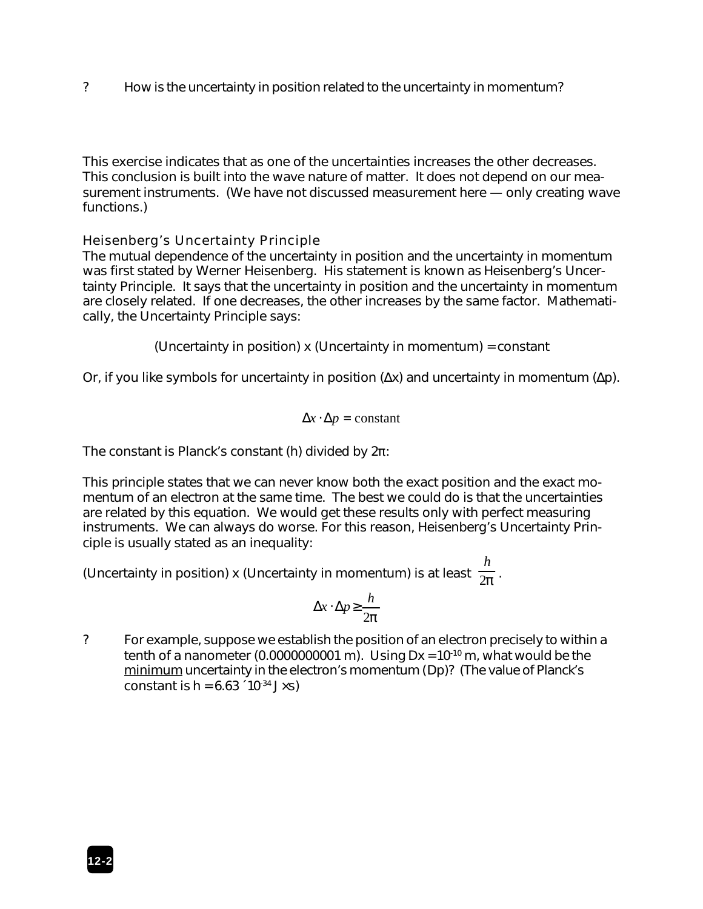? How is the uncertainty in position related to the uncertainty in momentum?

This exercise indicates that as one of the uncertainties increases the other decreases. This conclusion is built into the wave nature of matter. It does not depend on our measurement instruments. (We have not discussed measurement here — only creating wave functions.)

### Heisenberg's Uncertainty Principle

The mutual dependence of the uncertainty in position and the uncertainty in momentum was first stated by Werner Heisenberg. His statement is known as Heisenberg's Uncertainty Principle. It says that the uncertainty in position and the uncertainty in momentum are closely related. If one decreases, the other increases by the same factor. Mathematically, the Uncertainty Principle says:

(Uncertainty in position) x (Uncertainty in momentum) = constant

Or, if you like symbols for uncertainty in position ($\Delta x$) and uncertainty in momentum ($\Delta p$).

$$\Delta x \cdot \Delta p = \text{constant}$$

The constant is Planck's constant (h) divided by $2\pi$:

This principle states that we can never know both the exact position and the exact momentum of an electron at the same time. The best we could do is that the uncertainties are related by this equation. We would get these results only with perfect measuring instruments. We can always do worse. For this reason, Heisenberg's Uncertainty Principle is usually stated as an inequality:

(Uncertainty in position) x (Uncertainty in momentum) is at least $\frac{h}{2\pi}$.

$$\Delta x \cdot \Delta p \geq \frac{h}{2\pi}$$

? For example, suppose we establish the position of an electron precisely to within a tenth of a nanometer (0.0000000001 m). Using $\Delta x = 10^{-10}$ m, what would be the minimum uncertainty in the electron's momentum ($\Delta p$)? (The value of Planck's constant is $h = 6.63 \times 10^{-34}$ J·s)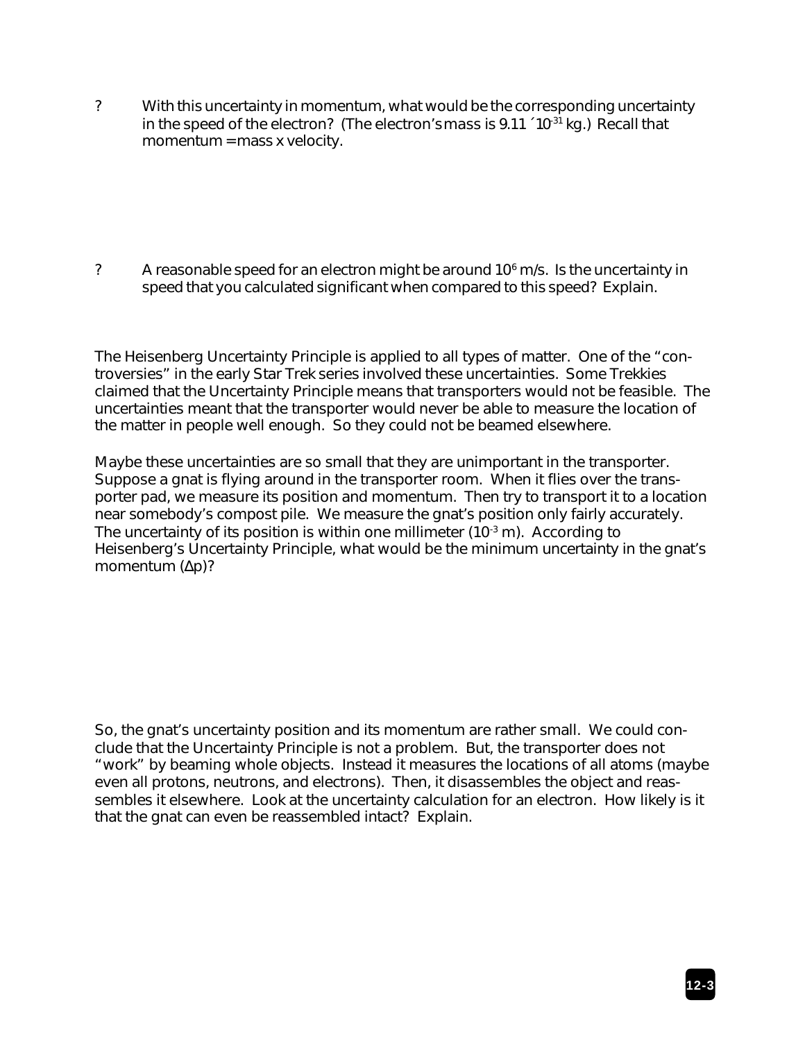? With this uncertainty in momentum, what would be the corresponding uncertainty in the speed of the electron? (The electron's mass is $9.11 \times 10^{-31}$ kg.) Recall that momentum = mass x velocity.

? A reasonable speed for an electron might be around $10^6$ m/s. Is the uncertainty in speed that you calculated significant when compared to this speed? Explain.

The Heisenberg Uncertainty Principle is applied to all types of matter. One of the "controversies" in the early Star Trek series involved these uncertainties. Some Trekkies claimed that the Uncertainty Principle means that transporters would not be feasible. The uncertainties meant that the transporter would never be able to measure the location of the matter in people well enough. So they could not be beamed elsewhere.

Maybe these uncertainties are so small that they are unimportant in the transporter. Suppose a gnat is flying around in the transporter room. When it flies over the transporter pad, we measure its position and momentum. Then try to transport it to a location near somebody's compost pile. We measure the gnat's position only fairly accurately. The uncertainty of its position is within one millimeter ($10^{-3}$ m). According to Heisenberg's Uncertainty Principle, what would be the minimum uncertainty in the gnat's momentum ($\Delta p$)?

So, the gnat's uncertainty position and its momentum are rather small. We could conclude that the Uncertainty Principle is not a problem. But, the transporter does not "work" by beaming whole objects. Instead it measures the locations of all atoms (maybe even all protons, neutrons, and electrons). Then, it disassembles the object and reassembles it elsewhere. Look at the uncertainty calculation for an electron. How likely is it that the gnat can even be reassembled intact? Explain.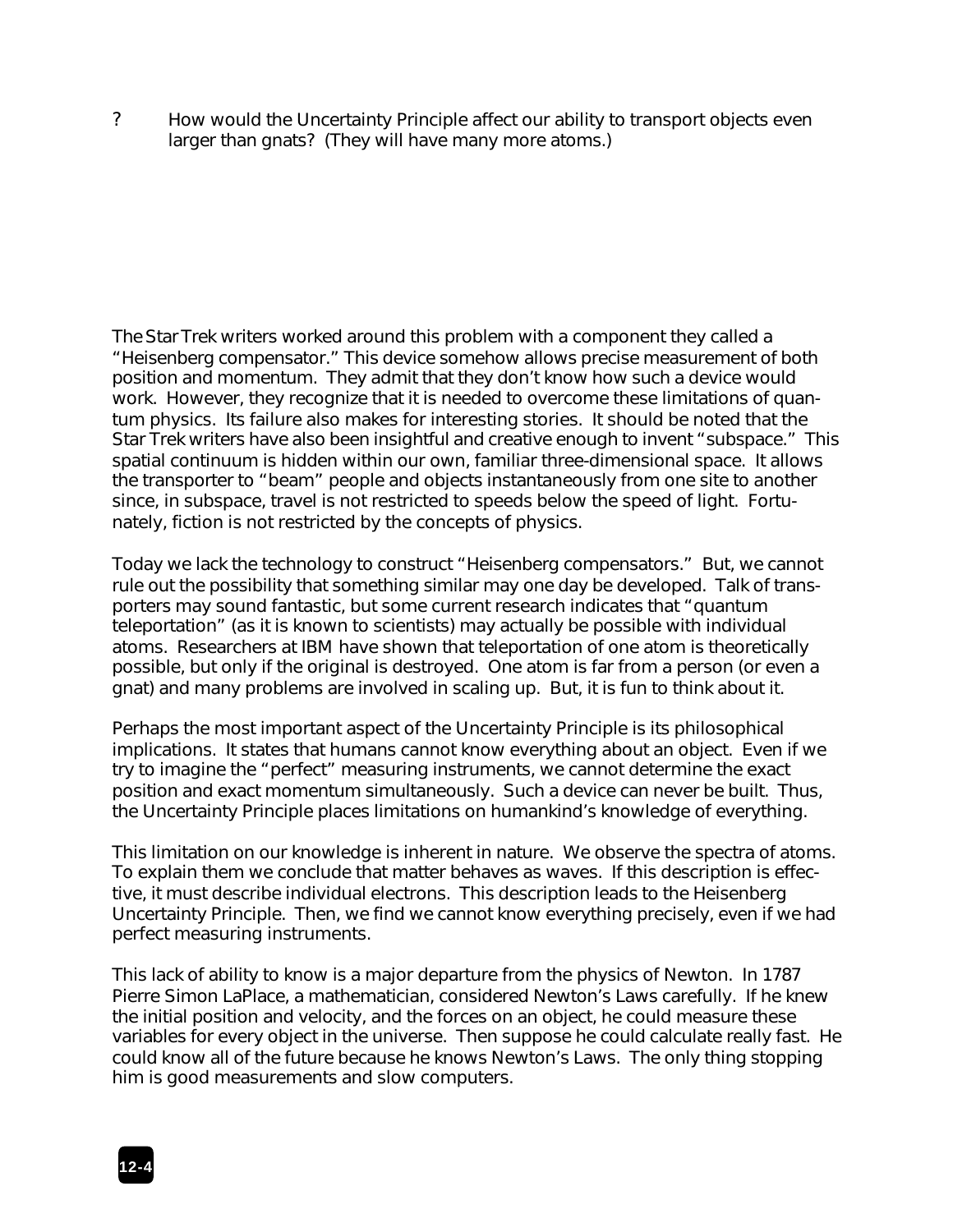? How would the Uncertainty Principle affect our ability to transport objects even larger than gnats? (They will have many more atoms.)

The *Star Trek* writers worked around this problem with a component they called a "Heisenberg compensator." This device somehow allows precise measurement of both position and momentum. They admit that they don't know how such a device would work. However, they recognize that it is needed to overcome these limitations of quantum physics. Its failure also makes for interesting stories. It should be noted that the *Star Trek* writers have also been insightful and creative enough to invent "subspace." This spatial continuum is hidden within our own, familiar three-dimensional space. It allows the transporter to "beam" people and objects instantaneously from one site to another since, in subspace, travel is not restricted to speeds below the speed of light. Fortunately, fiction is not restricted by the concepts of physics.

Today we lack the technology to construct "Heisenberg compensators." But, we cannot rule out the possibility that something similar may one day be developed. Talk of transporters may sound fantastic, but some current research indicates that "quantum teleportation" (as it is known to scientists) may actually be possible with individual atoms. Researchers at IBM have shown that teleportation of one atom is theoretically possible, but only if the original is destroyed. One atom is far from a person (or even a gnat) and many problems are involved in scaling up. But, it is fun to think about it.

Perhaps the most important aspect of the Uncertainty Principle is its philosophical implications. It states that humans cannot know everything about an object. Even if we try to imagine the "perfect" measuring instruments, we cannot determine the exact position and exact momentum simultaneously. Such a device can never be built. Thus, the Uncertainty Principle places limitations on humankind's knowledge of everything.

This limitation on our knowledge is inherent in nature. We observe the spectra of atoms. To explain them we conclude that matter behaves as waves. If this description is effective, it must describe individual electrons. This description leads to the Heisenberg Uncertainty Principle. Then, we find we cannot know everything precisely, even if we had perfect measuring instruments.

This lack of ability to know is a major departure from the physics of Newton. In 1787 Pierre Simon LaPlace, a mathematician, considered Newton's Laws carefully. If he knew the initial position and velocity, and the forces on an object, he could measure these variables for every object in the universe. Then suppose he could calculate really fast. He could know all of the future because he knows Newton's Laws. The only thing stopping him is good measurements and slow computers.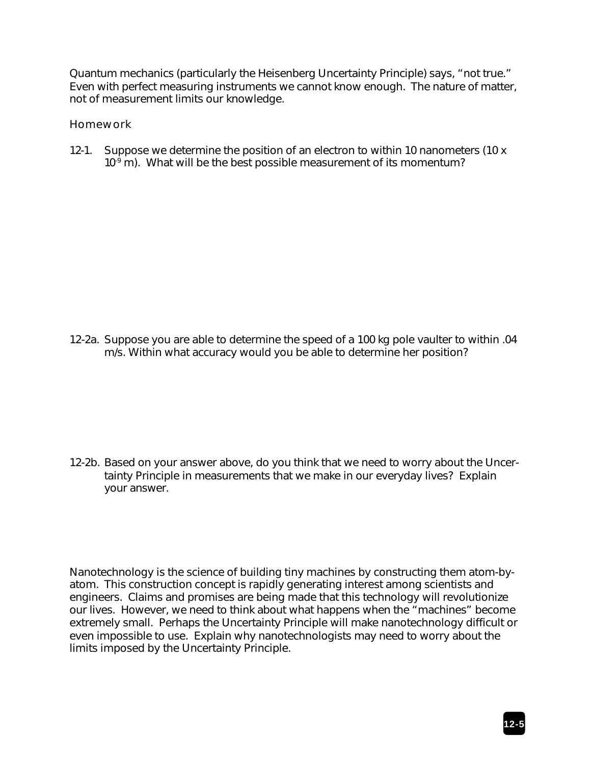Quantum mechanics (particularly the Heisenberg Uncertainty Principle) says, "not true." Even with perfect measuring instruments we cannot know enough. The nature of matter, not of measurement limits our knowledge.

## Homework

12-1. Suppose we determine the position of an electron to within 10 nanometers (10 x $10^{-9}$ m). What will be the best possible measurement of its momentum?

12-2a. Suppose you are able to determine the speed of a 100 kg pole vaulter to within .04 m/s. Within what accuracy would you be able to determine her position?

12-2b. Based on your answer above, do you think that we need to worry about the Uncertainty Principle in measurements that we make in our everyday lives? Explain your answer.

Nanotechnology is the science of building tiny machines by constructing them atom-by-atom. This construction concept is rapidly generating interest among scientists and engineers. Claims and promises are being made that this technology will revolutionize our lives. However, we need to think about what happens when the "machines" become extremely small. Perhaps the Uncertainty Principle will make nanotechnology difficult or even impossible to use. Explain why nanotechnologists may need to worry about the limits imposed by the Uncertainty Principle.